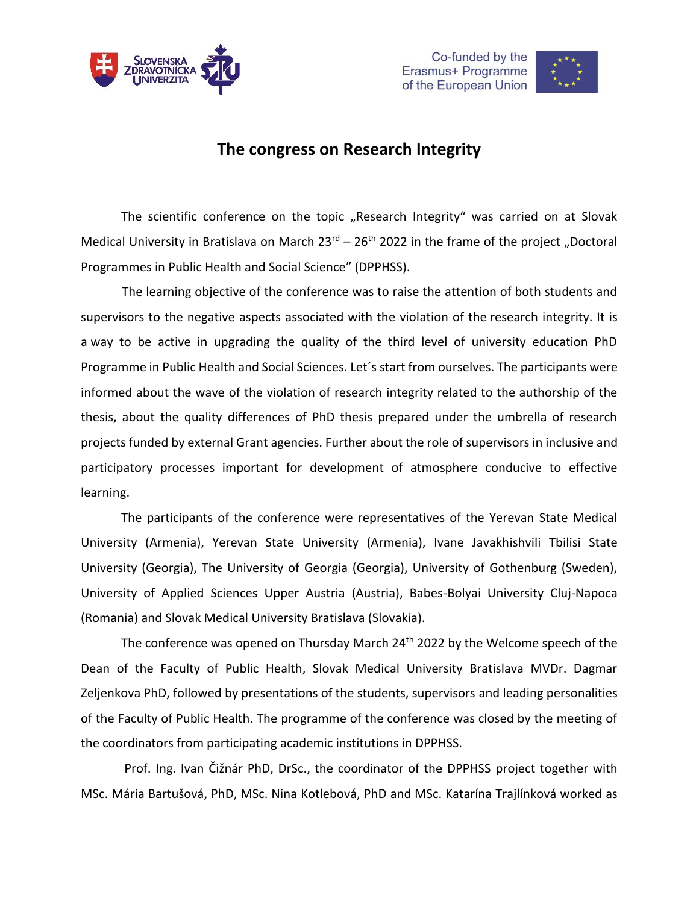Co-funded by the Erasmus+ Programme of the European Union

# The congress on Research Integrity

The scientific conference on the topic „Research Integrity" was carried on at Slovak Medical University in Bratislava on March 23rd – 26th 2022 in the frame of the project „Doctoral Programmes in Public Health and Social Science" (DPPHSS).

The learning objective of the conference was to raise the attention of both students and supervisors to the negative aspects associated with the violation of the research integrity. It is a way to be active in upgrading the quality of the third level of university education PhD Programme in Public Health and Social Sciences. Let´s start from ourselves. The participants were informed about the wave of the violation of research integrity related to the authorship of the thesis, about the quality differences of PhD thesis prepared under the umbrella of research projects funded by external Grant agencies. Further about the role of supervisors in inclusive and participatory processes important for development of atmosphere conducive to effective learning.

The participants of the conference were representatives of the Yerevan State Medical University (Armenia), Yerevan State University (Armenia), Ivane Javakhishvili Tbilisi State University (Georgia), The University of Georgia (Georgia), University of Gothenburg (Sweden), University of Applied Sciences Upper Austria (Austria), Babes-Bolyai University Cluj-Napoca (Romania) and Slovak Medical University Bratislava (Slovakia).

The conference was opened on Thursday March 24th 2022 by the Welcome speech of the Dean of the Faculty of Public Health, Slovak Medical University Bratislava MVDr. Dagmar Zeljenkova PhD, followed by presentations of the students, supervisors and leading personalities of the Faculty of Public Health. The programme of the conference was closed by the meeting of the coordinators from participating academic institutions in DPPHSS.

Prof. Ing. Ivan Čižnár PhD, DrSc., the coordinator of the DPPHSS project together with MSc. Mária Bartušová, PhD, MSc. Nina Kotlebová, PhD and MSc. Katarína Trajlínková worked as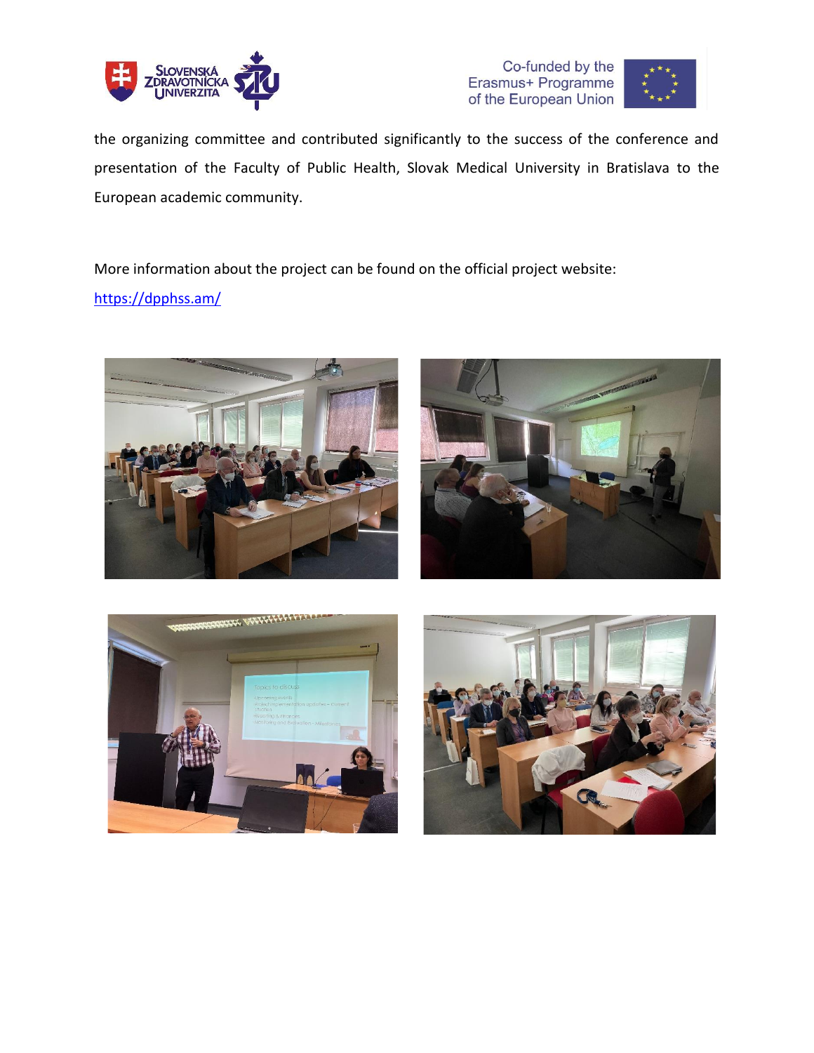the organizing committee and contributed significantly to the success of the conference and presentation of the Faculty of Public Health, Slovak Medical University in Bratislava to the European academic community.

More information about the project can be found on the official project website:

https://dpphss.am/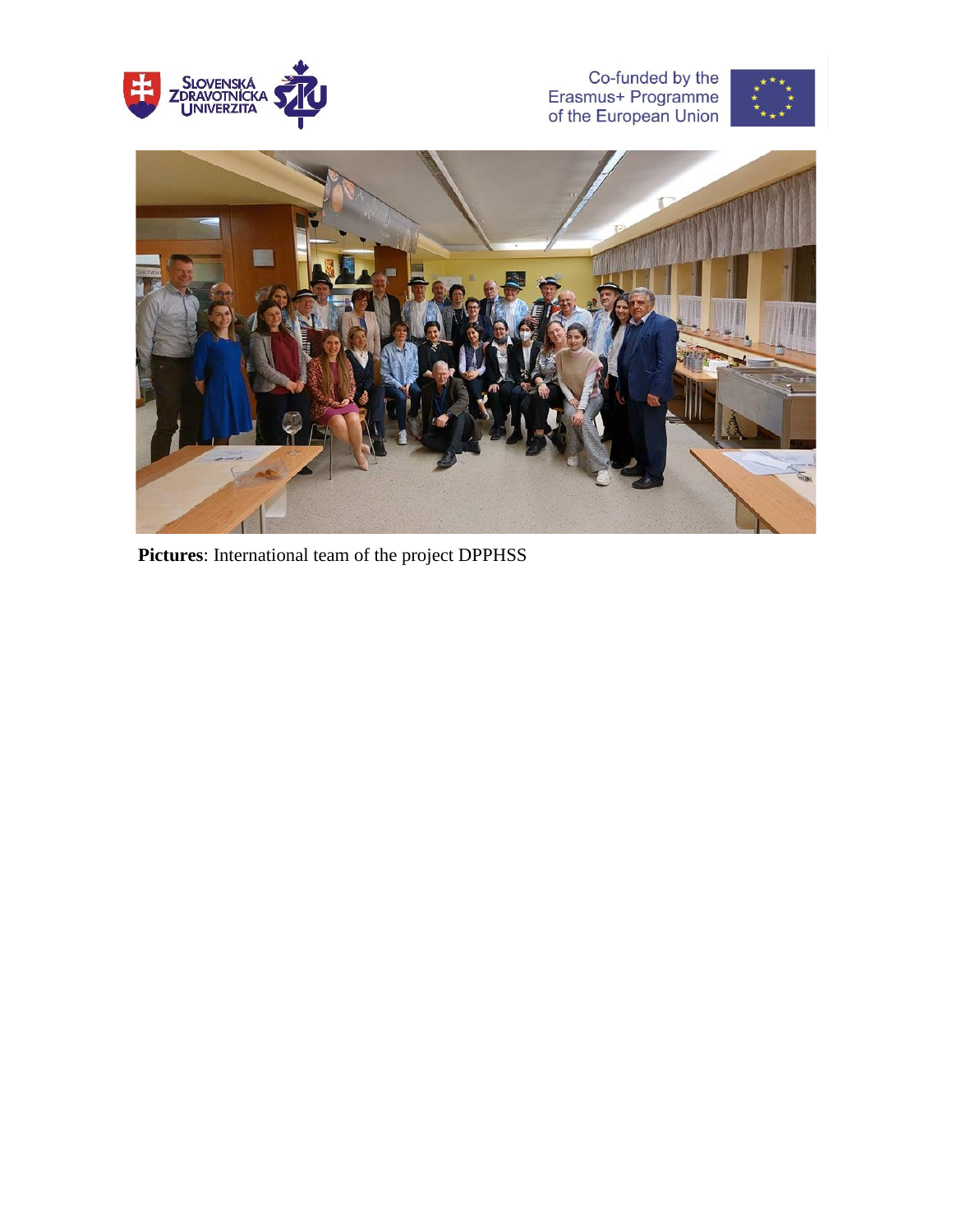**Pictures**: International team of the project DPPHSS